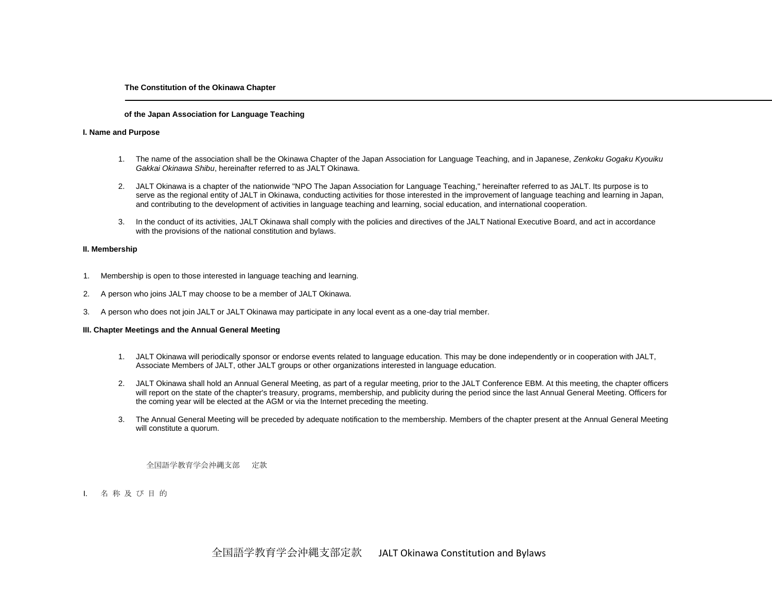**The Constitution of the Okinawa Chapter**

**of the Japan Association for Language Teaching**

**I. Name and Purpose**

1. The name of the association shall be the Okinawa Chapter of the Japan Association for Language Teaching, and in Japanese, *Zenkoku Gogaku Kyouiku Gakkai Okinawa Shibu*, hereinafter referred to as JALT Okinawa.

2. JALT Okinawa is a chapter of the nationwide "NPO The Japan Association for Language Teaching," hereinafter referred to as JALT. Its purpose is to serve as the regional entity of JALT in Okinawa, conducting activities for those interested in the improvement of language teaching and learning in Japan, and contributing to the development of activities in language teaching and learning, social education, and international cooperation.

3. In the conduct of its activities, JALT Okinawa shall comply with the policies and directives of the JALT National Executive Board, and act in accordance with the provisions of the national constitution and bylaws.

**II. Membership**

1. Membership is open to those interested in language teaching and learning.

2. A person who joins JALT may choose to be a member of JALT Okinawa.

3. A person who does not join JALT or JALT Okinawa may participate in any local event as a one-day trial member.

**III. Chapter Meetings and the Annual General Meeting**

1. JALT Okinawa will periodically sponsor or endorse events related to language education. This may be done independently or in cooperation with JALT, Associate Members of JALT, other JALT groups or other organizations interested in language education.

2. JALT Okinawa shall hold an Annual General Meeting, as part of a regular meeting, prior to the JALT Conference EBM. At this meeting, the chapter officers will report on the state of the chapter's treasury, programs, membership, and publicity during the period since the last Annual General Meeting. Officers for the coming year will be elected at the AGM or via the Internet preceding the meeting.

3. The Annual General Meeting will be preceded by adequate notification to the membership. Members of the chapter present at the Annual General Meeting will constitute a quorum.

全国語学教育学会沖縄支部　定款

I.　名 称 及 び 目 的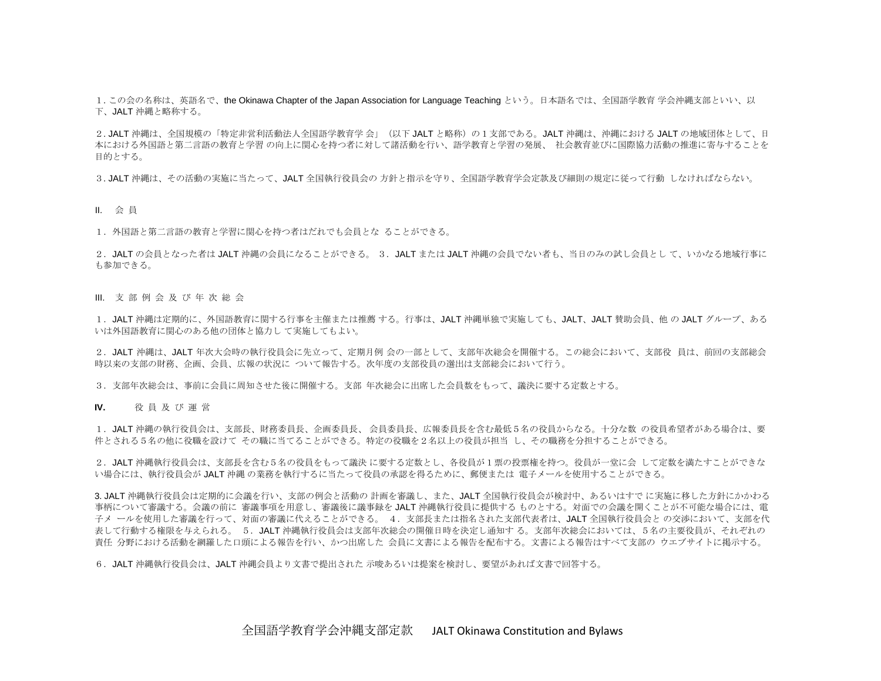１. この会の名称は、英語名で、the Okinawa Chapter of the Japan Association for Language Teaching という。日本語名では、全国語学教育 学会沖縄支部といい、以下、JALT 沖縄と略称する。

２. JALT 沖縄は、全国規模の「特定非営利活動法人全国語学教育学 会」（以下 JALT と略称）の１支部である。JALT 沖縄は、沖縄における JALT の地域団体として、日本における外国語と第二言語の教育と学習 の向上に関心を持つ者に対して諸活動を行い、語学教育と学習の発展、 社会教育並びに国際協力活動の推進に寄与することを目的とする。

３. JALT 沖縄は、その活動の実施に当たって、JALT 全国執行役員会の 方針と指示を守り、全国語学教育学会定款及び細則の規定に従って行動 しなければならない。

## II. 会 員

１． 外国語と第二言語の教育と学習に関心を持つ者はだれでも会員とな ることができる。

２． JALT の会員となった者は JALT 沖縄の会員になることができる。 ３． JALT または JALT 沖縄の会員でない者も、当日のみの試し会員とし て、いかなる地域行事にも参加できる。

## III. 支 部 例 会 及 び 年 次 総 会

１． JALT 沖縄は定期的に、外国語教育に関する行事を主催または推薦 する。行事は、JALT 沖縄単独で実施しても、JALT、JALT 賛助会員、他 の JALT グループ、あるいは外国語教育に関心のある他の団体と協力し て実施してもよい。

２． JALT 沖縄は、JALT 年次大会時の執行役員会に先立って、定期月例 会の一部として、支部年次総会を開催する。この総会において、支部役 員は、前回の支部総会時以来の支部の財務、企画、会員、広報の状況に ついて報告する。次年度の支部役員の選出は支部総会において行う。

３． 支部年次総会は、事前に会員に周知させた後に開催する。支部 年次総会に出席した会員数をもって、議決に要する定数とする。

## IV. 役 員 及 び 運 営

１． JALT 沖縄の執行役員会は、支部長、財務委員長、企画委員長、 会員委員長、広報委員長を含む最低５名の役員からなる。十分な数 の役員希望者がある場合は、要件とされる５名の他に役職を設けて その職に当てることができる。特定の役職を２名以上の役員が担当 し、その職務を分担することができる。

２． JALT 沖縄執行役員会は、支部長を含む５名の役員をもって議決 に要する定数とし、各役員が１票の投票権を持つ。役員が一堂に会 して定数を満たすことができない場合には、執行役員会が JALT 沖縄 の業務を執行するに当たって役員の承認を得るために、郵便または 電子メールを使用することができる。

3. JALT 沖縄執行役員会は定期的に会議を行い、支部の例会と活動の 計画を審議し、また、JALT 全国執行役員会が検討中、あるいはすで に実施に移した方針にかかわる事柄について審議する。会議の前に 審議事項を用意し、審議後に議事録を JALT 沖縄執行役員に提供する ものとする。対面での会議を開くことが不可能な場合には、電子メ ールを使用した審議を行って、対面の審議に代えることができる。 ４． 支部長または指名された支部代表者は、JALT 全国執行役員会と の交渉において、支部を代表して行動する権限を与えられる。 ５． JALT 沖縄執行役員会は支部年次総会の開催日時を決定し通知す る。支部年次総会においては、５名の主要役員が、それぞれの責任 分野における活動を網羅した口頭による報告を行い、かつ出席した 会員に文書による報告を配布する。文書による報告はすべて支部の ウエブサイトに掲示する。

６． JALT 沖縄執行役員会は、JALT 沖縄会員より文書で提出された 示唆あるいは提案を検討し、要望があれば文書で回答する。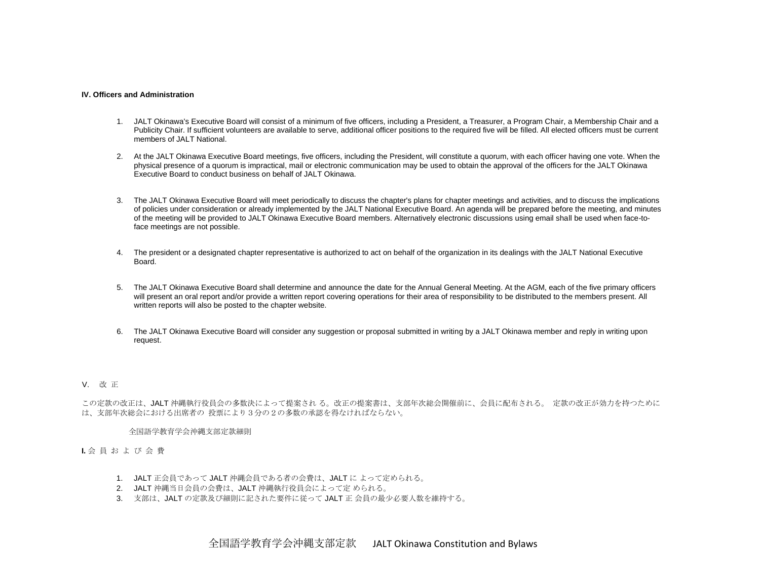**IV. Officers and Administration**

1. JALT Okinawa's Executive Board will consist of a minimum of five officers, including a President, a Treasurer, a Program Chair, a Membership Chair and a Publicity Chair. If sufficient volunteers are available to serve, additional officer positions to the required five will be filled. All elected officers must be current members of JALT National.
2. At the JALT Okinawa Executive Board meetings, five officers, including the President, will constitute a quorum, with each officer having one vote. When the physical presence of a quorum is impractical, mail or electronic communication may be used to obtain the approval of the officers for the JALT Okinawa Executive Board to conduct business on behalf of JALT Okinawa.
3. The JALT Okinawa Executive Board will meet periodically to discuss the chapter's plans for chapter meetings and activities, and to discuss the implications of policies under consideration or already implemented by the JALT National Executive Board. An agenda will be prepared before the meeting, and minutes of the meeting will be provided to JALT Okinawa Executive Board members. Alternatively electronic discussions using email shall be used when face-to-face meetings are not possible.
4. The president or a designated chapter representative is authorized to act on behalf of the organization in its dealings with the JALT National Executive Board.
5. The JALT Okinawa Executive Board shall determine and announce the date for the Annual General Meeting. At the AGM, each of the five primary officers will present an oral report and/or provide a written report covering operations for their area of responsibility to be distributed to the members present. All written reports will also be posted to the chapter website.
6. The JALT Okinawa Executive Board will consider any suggestion or proposal submitted in writing by a JALT Okinawa member and reply in writing upon request.

V. 改 正

この定款の改正は、JALT 沖縄執行役員会の多数決によって提案され る。改正の提案書は、支部年次総会開催前に、会員に配布される。 定款の改正が効力を持つためには、支部年次総会における出席者の 投票により３分の２の多数の承認を得なければならない。

全国語学教育学会沖縄支部定款細則

**I.** 会 員 お よ び 会 費

1. JALT 正会員であって JALT 沖縄会員である者の会費は、JALT に よって定められる。
2. JALT 沖縄当日会員の会費は、JALT 沖縄執行役員会によって定 められる。
3. 支部は、JALT の定款及び細則に記された要件に従って JALT 正 会員の最少必要人数を維持する。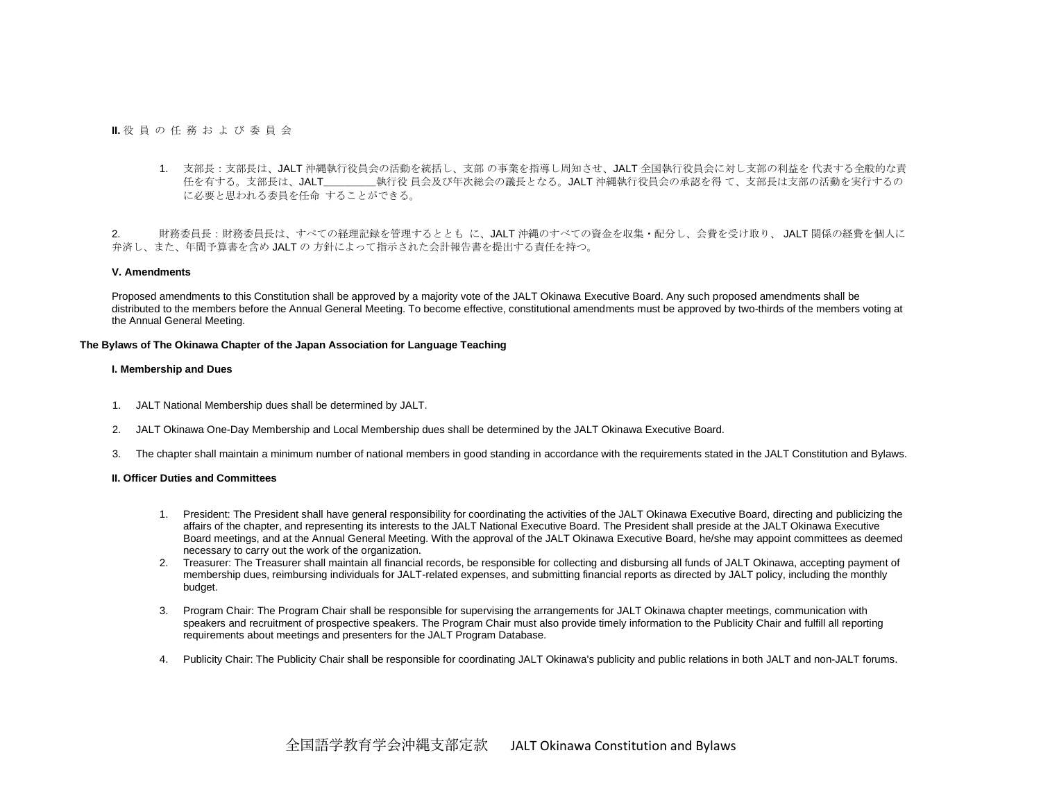**II.** 役 員 の 任 務 お よ び 委 員 会

1. 支部長：支部長は、JALT 沖縄執行役員会の活動を統括し、支部 の事業を指導し周知させ、JALT 全国執行役員会に対し支部の利益を 代表する全般的な責任を有する。支部長は、JALT________執行役 員会及び年次総会の議長となる。JALT 沖縄執行役員会の承認を得 て、支部長は支部の活動を実行するのに必要と思われる委員を任命 することができる。

2. 財務委員長：財務委員長は、すべての経理記録を管理するとともに、JALT 沖縄のすべての資金を収集・配分し、会費を受け取り、 JALT 関係の経費を個人に弁済し、また、年間予算書を含め JALT の 方針によって指示された会計報告書を提出する責任を持つ。

**V. Amendments**

Proposed amendments to this Constitution shall be approved by a majority vote of the JALT Okinawa Executive Board. Any such proposed amendments shall be distributed to the members before the Annual General Meeting. To become effective, constitutional amendments must be approved by two-thirds of the members voting at the Annual General Meeting.

**The Bylaws of The Okinawa Chapter of the Japan Association for Language Teaching**

**I. Membership and Dues**

1. JALT National Membership dues shall be determined by JALT.
2. JALT Okinawa One-Day Membership and Local Membership dues shall be determined by the JALT Okinawa Executive Board.
3. The chapter shall maintain a minimum number of national members in good standing in accordance with the requirements stated in the JALT Constitution and Bylaws.

**II. Officer Duties and Committees**

1. President: The President shall have general responsibility for coordinating the activities of the JALT Okinawa Executive Board, directing and publicizing the affairs of the chapter, and representing its interests to the JALT National Executive Board. The President shall preside at the JALT Okinawa Executive Board meetings, and at the Annual General Meeting. With the approval of the JALT Okinawa Executive Board, he/she may appoint committees as deemed necessary to carry out the work of the organization.
2. Treasurer: The Treasurer shall maintain all financial records, be responsible for collecting and disbursing all funds of JALT Okinawa, accepting payment of membership dues, reimbursing individuals for JALT-related expenses, and submitting financial reports as directed by JALT policy, including the monthly budget.
3. Program Chair: The Program Chair shall be responsible for supervising the arrangements for JALT Okinawa chapter meetings, communication with speakers and recruitment of prospective speakers. The Program Chair must also provide timely information to the Publicity Chair and fulfill all reporting requirements about meetings and presenters for the JALT Program Database.
4. Publicity Chair: The Publicity Chair shall be responsible for coordinating JALT Okinawa's publicity and public relations in both JALT and non-JALT forums.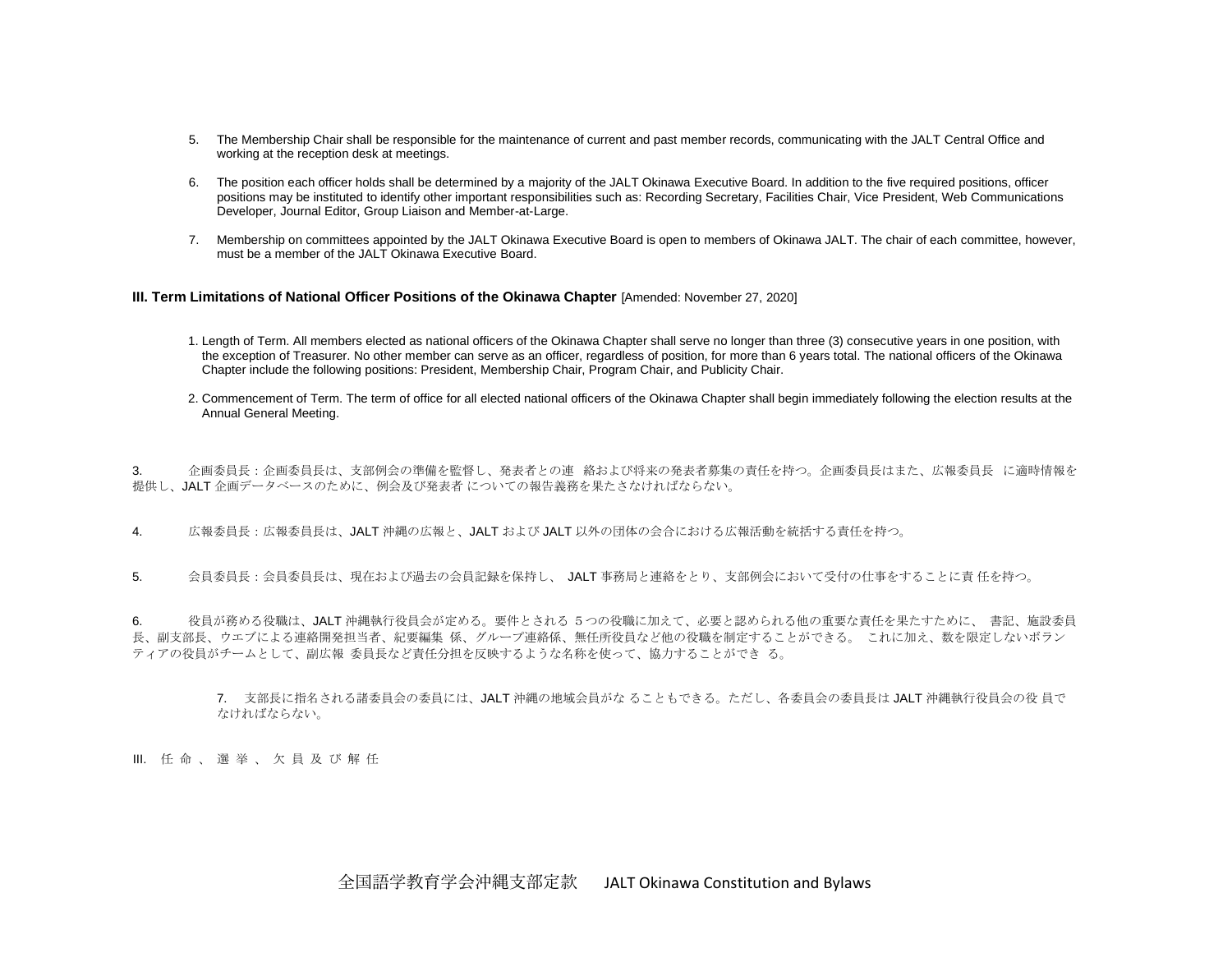5. The Membership Chair shall be responsible for the maintenance of current and past member records, communicating with the JALT Central Office and working at the reception desk at meetings.

6. The position each officer holds shall be determined by a majority of the JALT Okinawa Executive Board. In addition to the five required positions, officer positions may be instituted to identify other important responsibilities such as: Recording Secretary, Facilities Chair, Vice President, Web Communications Developer, Journal Editor, Group Liaison and Member-at-Large.

7. Membership on committees appointed by the JALT Okinawa Executive Board is open to members of Okinawa JALT. The chair of each committee, however, must be a member of the JALT Okinawa Executive Board.

**III. Term Limitations of National Officer Positions of the Okinawa Chapter** [Amended: November 27, 2020]

1. Length of Term. All members elected as national officers of the Okinawa Chapter shall serve no longer than three (3) consecutive years in one position, with the exception of Treasurer. No other member can serve as an officer, regardless of position, for more than 6 years total. The national officers of the Okinawa Chapter include the following positions: President, Membership Chair, Program Chair, and Publicity Chair.

2. Commencement of Term. The term of office for all elected national officers of the Okinawa Chapter shall begin immediately following the election results at the Annual General Meeting.

3. 企画委員長：企画委員長は、支部例会の準備を監督し、発表者との連 絡および将来の発表者募集の責任を持つ。企画委員長はまた、広報委員長 に適時情報を提供し、JALT 企画データベースのために、例会及び発表者 についての報告義務を果たさなければならない。

4. 広報委員長：広報委員長は、JALT 沖縄の広報と、JALT および JALT 以外の団体の会合における広報活動を統括する責任を持つ。

5. 会員委員長：会員委員長は、現在および過去の会員記録を保持し、 JALT 事務局と連絡をとり、支部例会において受付の仕事をすることに責 任を持つ。

6. 役員が務める役職は、JALT 沖縄執行役員会が定める。要件とされる ５つの役職に加えて、必要と認められる他の重要な責任を果たすために、 書記、施設委員長、副支部長、ウエブによる連絡開発担当者、紀要編集 係、グループ連絡係、無任所役員など他の役職を制定することができる。 これに加え、数を限定しないボランティアの役員がチームとして、副広報 委員長など責任分担を反映するような名称を使って、協力することができ る。

7. 支部長に指名される諸委員会の委員には、JALT 沖縄の地域会員がな ることもできる。ただし、各委員会の委員長は JALT 沖縄執行役員会の役 員でなければならない。

III. 任命、選挙、欠員及び解任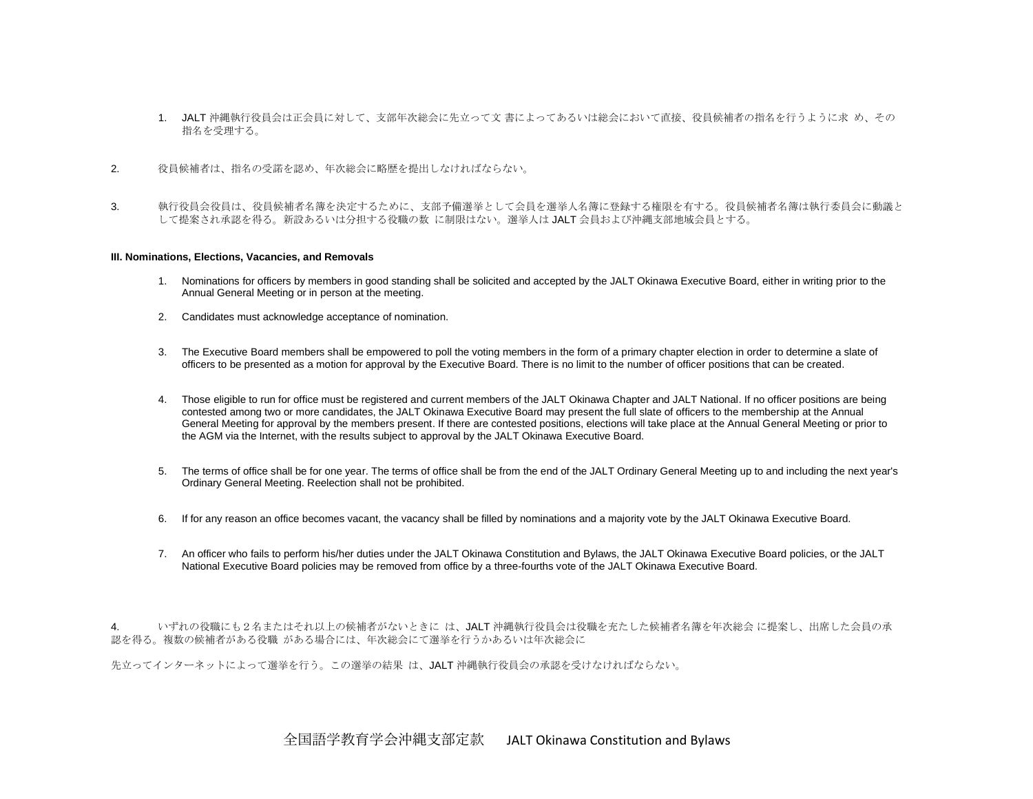1. JALT 沖縄執行役員会は正会員に対して、支部年次総会に先立って文 書によってあるいは総会において直接、役員候補者の指名を行うように求 め、その指名を受理する。

2. 役員候補者は、指名の受諾を認め、年次総会に略歴を提出しなければならない。

3. 執行役員会役員は、役員候補者名簿を決定するために、支部予備選挙として会員を選挙人名簿に登録する権限を有する。役員候補者名簿は執行委員会に動議として提案され承認を得る。新設あるいは分担する役職の数 に制限はない。選挙人は JALT 会員および沖縄支部地域会員とする。

**III. Nominations, Elections, Vacancies, and Removals**

1. Nominations for officers by members in good standing shall be solicited and accepted by the JALT Okinawa Executive Board, either in writing prior to the Annual General Meeting or in person at the meeting.

2. Candidates must acknowledge acceptance of nomination.

3. The Executive Board members shall be empowered to poll the voting members in the form of a primary chapter election in order to determine a slate of officers to be presented as a motion for approval by the Executive Board. There is no limit to the number of officer positions that can be created.

4. Those eligible to run for office must be registered and current members of the JALT Okinawa Chapter and JALT National. If no officer positions are being contested among two or more candidates, the JALT Okinawa Executive Board may present the full slate of officers to the membership at the Annual General Meeting for approval by the members present. If there are contested positions, elections will take place at the Annual General Meeting or prior to the AGM via the Internet, with the results subject to approval by the JALT Okinawa Executive Board.

5. The terms of office shall be for one year. The terms of office shall be from the end of the JALT Ordinary General Meeting up to and including the next year's Ordinary General Meeting. Reelection shall not be prohibited.

6. If for any reason an office becomes vacant, the vacancy shall be filled by nominations and a majority vote by the JALT Okinawa Executive Board.

7. An officer who fails to perform his/her duties under the JALT Okinawa Constitution and Bylaws, the JALT Okinawa Executive Board policies, or the JALT National Executive Board policies may be removed from office by a three-fourths vote of the JALT Okinawa Executive Board.

4. いずれの役職にも２名またはそれ以上の候補者がないときに は、JALT 沖縄執行役員会は役職を充たした候補者名簿を年次総会 に提案し、出席した会員の承認を得る。複数の候補者がある役職 がある場合には、年次総会にて選挙を行うかあるいは年次総会に

先立ってインターネットによって選挙を行う。この選挙の結果 は、JALT 沖縄執行役員会の承認を受けなければならない。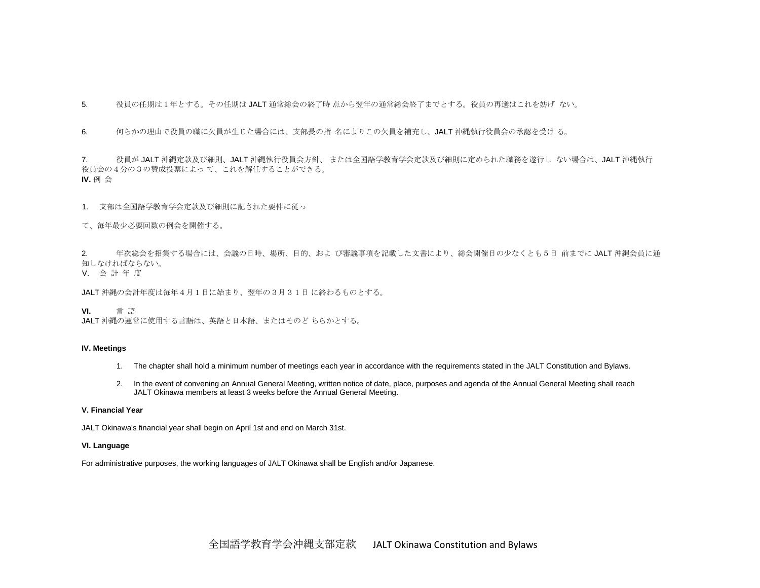5. 役員の任期は１年とする。その任期は JALT 通常総会の終了時 点から翌年の通常総会終了までとする。役員の再選はこれを妨げ ない。

6. 何らかの理由で役員の職に欠員が生じた場合には、支部長の指 名によりこの欠員を補充し、JALT 沖縄執行役員会の承認を受け る。

7. 役員が JALT 沖縄定款及び細則、JALT 沖縄執行役員会方針、 または全国語学教育学会定款及び細則に定められた職務を遂行し ない場合は、JALT 沖縄執行役員会の４分の３の賛成投票によっ て、これを解任することができる。

**IV.** 例 会

1. 支部は全国語学教育学会定款及び細則に記された要件に従っ

て、毎年最少必要回数の例会を開催する。

2. 年次総会を招集する場合には、会議の日時、場所、目的、およ び審議事項を記載した文書により、総会開催日の少なくとも５日 前までに JALT 沖縄会員に通知しなければならない。

V. 会 計 年 度

JALT 沖縄の会計年度は毎年４月１日に始まり、翌年の３月３１日 に終わるものとする。

**VI.** 言 語

JALT 沖縄の運営に使用する言語は、英語と日本語、またはそのど ちらかとする。

**IV. Meetings**

1. The chapter shall hold a minimum number of meetings each year in accordance with the requirements stated in the JALT Constitution and Bylaws.
2. In the event of convening an Annual General Meeting, written notice of date, place, purposes and agenda of the Annual General Meeting shall reach JALT Okinawa members at least 3 weeks before the Annual General Meeting.

**V. Financial Year**

JALT Okinawa's financial year shall begin on April 1st and end on March 31st.

**VI. Language**

For administrative purposes, the working languages of JALT Okinawa shall be English and/or Japanese.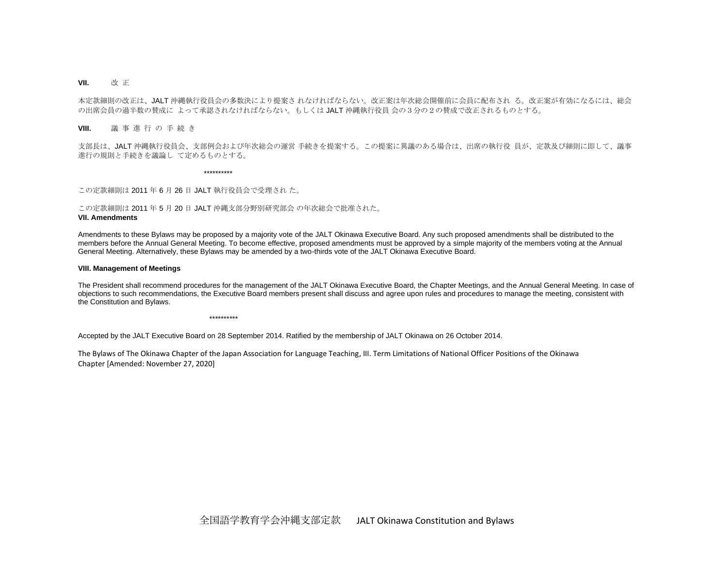**VII.** 改 正

本定款細則の改正は、JALT 沖縄執行役員会の多数決により提案さ れなければならない。改正案は年次総会開催前に会員に配布され る。改正案が有効になるには、総会の出席会員の過半数の賛成に よって承認されなければならない。もしくは JALT 沖縄執行役員 会の３分の２の賛成で改正されるものとする。

**VIII.** 議 事 進 行 の 手 続 き

支部長は、JALT 沖縄執行役員会、支部例会および年次総会の運営 手続きを提案する。この提案に異議のある場合は、出席の執行役 員が、定款及び細則に即して、議事進行の規則と手続きを議論し て定めるものとする。

**********

この定款細則は 2011 年 6 月 26 日 JALT 執行役員会で受理され た。

この定款細則は 2011 年 5 月 20 日 JALT 沖縄支部分野別研究部会 の年次総会で批准された。

**VII. Amendments**

Amendments to these Bylaws may be proposed by a majority vote of the JALT Okinawa Executive Board. Any such proposed amendments shall be distributed to the members before the Annual General Meeting. To become effective, proposed amendments must be approved by a simple majority of the members voting at the Annual General Meeting. Alternatively, these Bylaws may be amended by a two-thirds vote of the JALT Okinawa Executive Board.

**VIII. Management of Meetings**

The President shall recommend procedures for the management of the JALT Okinawa Executive Board, the Chapter Meetings, and the Annual General Meeting. In case of objections to such recommendations, the Executive Board members present shall discuss and agree upon rules and procedures to manage the meeting, consistent with the Constitution and Bylaws.

**********

Accepted by the JALT Executive Board on 28 September 2014. Ratified by the membership of JALT Okinawa on 26 October 2014.

The Bylaws of The Okinawa Chapter of the Japan Association for Language Teaching, III. Term Limitations of National Officer Positions of the Okinawa Chapter [Amended: November 27, 2020]